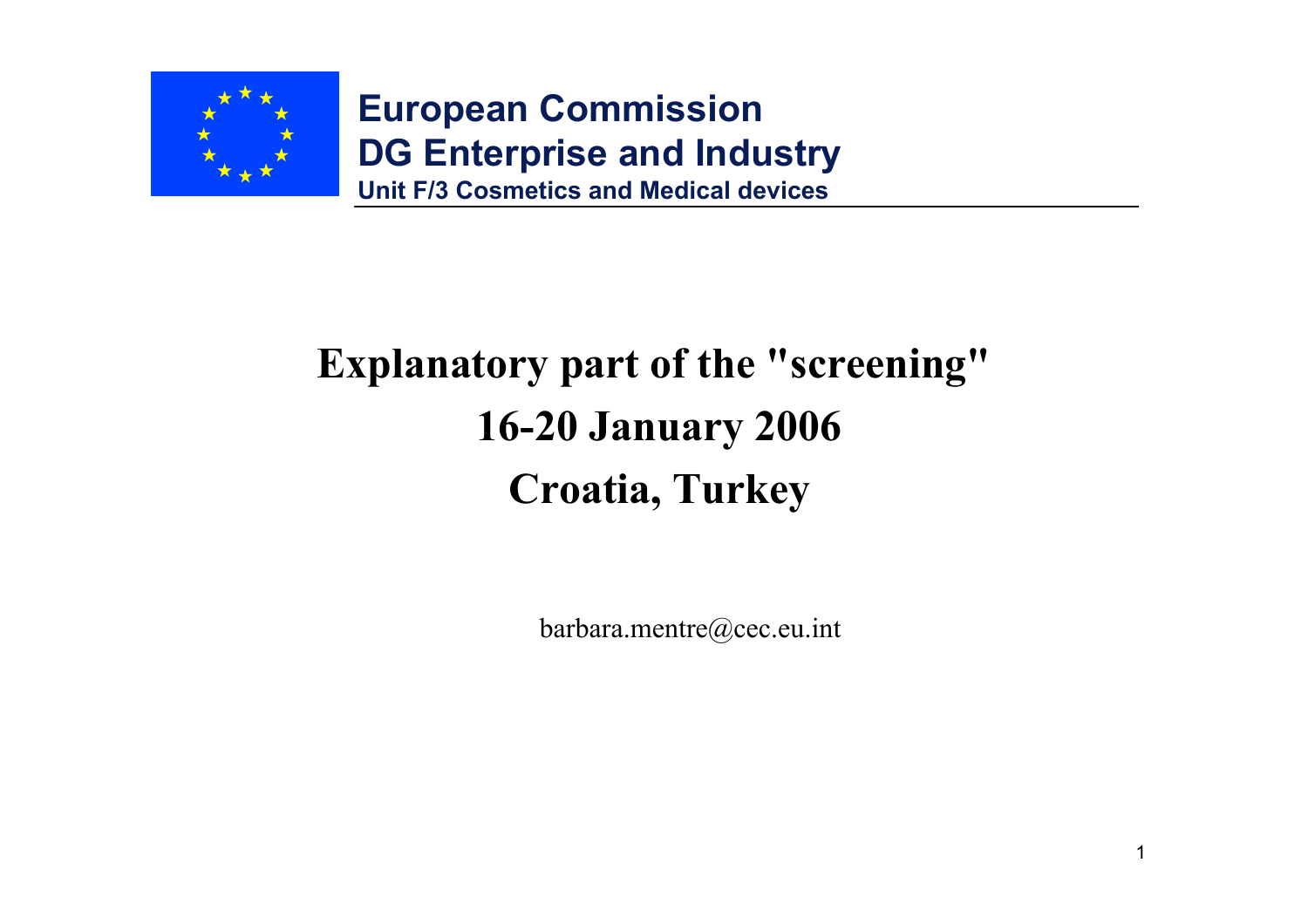**European Commission**
**DG Enterprise and Industry**
**Unit F/3 Cosmetics and Medical devices**

# Explanatory part of the "screening"

# 16-20 January 2006

# Croatia, Turkey

barbara.mentre@cec.eu.int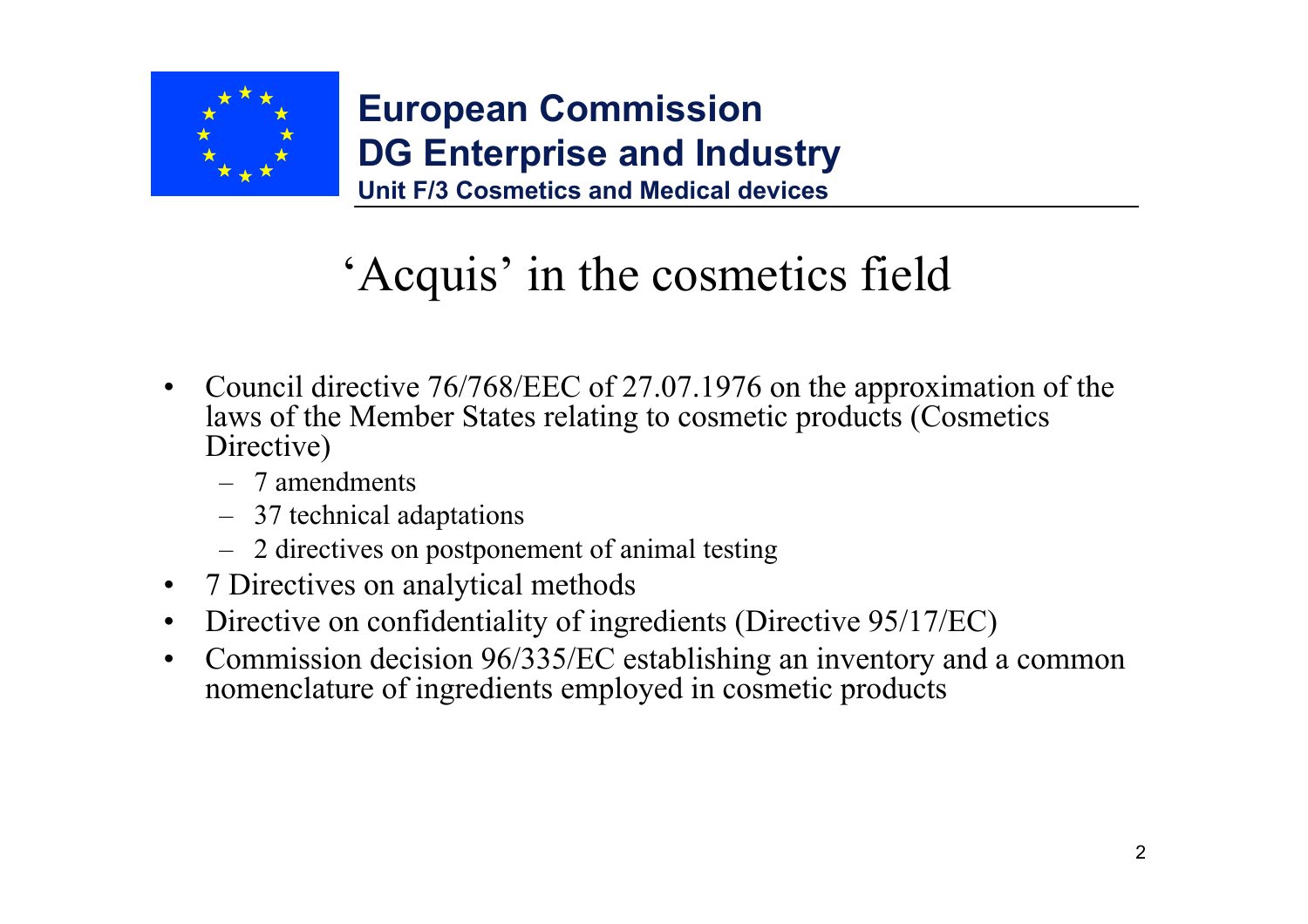**European Commission**
**DG Enterprise and Industry**
**Unit F/3 Cosmetics and Medical devices**

# 'Acquis' in the cosmetics field

- Council directive 76/768/EEC of 27.07.1976 on the approximation of the laws of the Member States relating to cosmetic products (Cosmetics Directive)
  - 7 amendments
  - 37 technical adaptations
  - 2 directives on postponement of animal testing
- 7 Directives on analytical methods
- Directive on confidentiality of ingredients (Directive 95/17/EC)
- Commission decision 96/335/EC establishing an inventory and a common nomenclature of ingredients employed in cosmetic products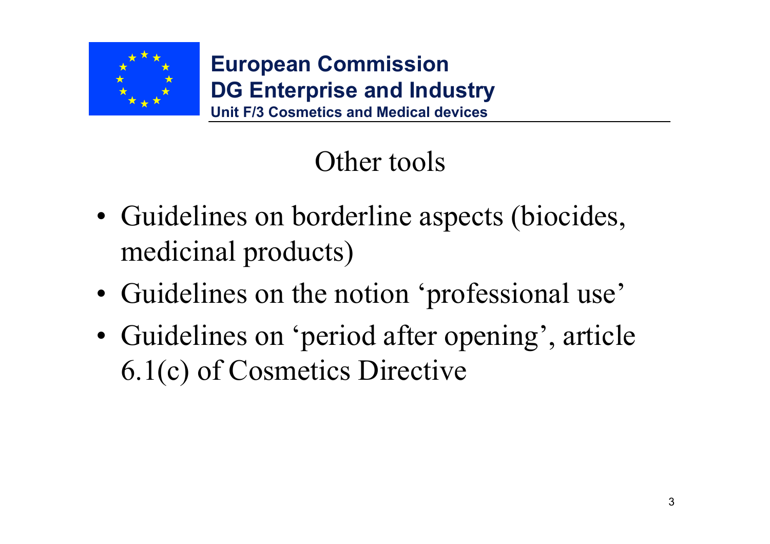**European Commission**
**DG Enterprise and Industry**
**Unit F/3 Cosmetics and Medical devices**

# Other tools

- Guidelines on borderline aspects (biocides, medicinal products)
- Guidelines on the notion ‘professional use’
- Guidelines on ‘period after opening’, article 6.1(c) of Cosmetics Directive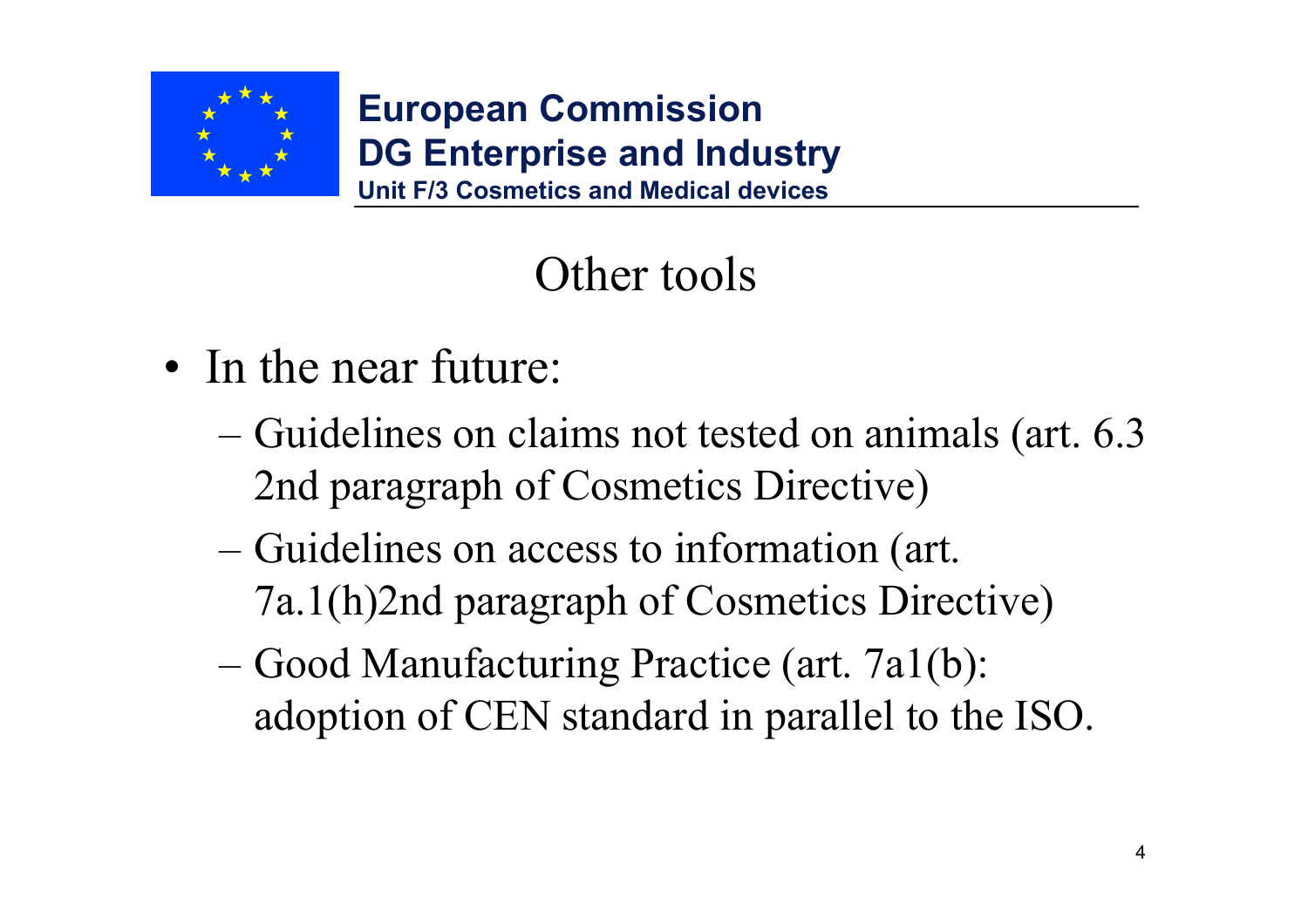European Commission
DG Enterprise and Industry
Unit F/3 Cosmetics and Medical devices

# Other tools

- In the near future:
  - Guidelines on claims not tested on animals (art. 6.3 2nd paragraph of Cosmetics Directive)
  - Guidelines on access to information (art. 7a.1(h)2nd paragraph of Cosmetics Directive)
  - Good Manufacturing Practice (art. 7a1(b): adoption of CEN standard in parallel to the ISO.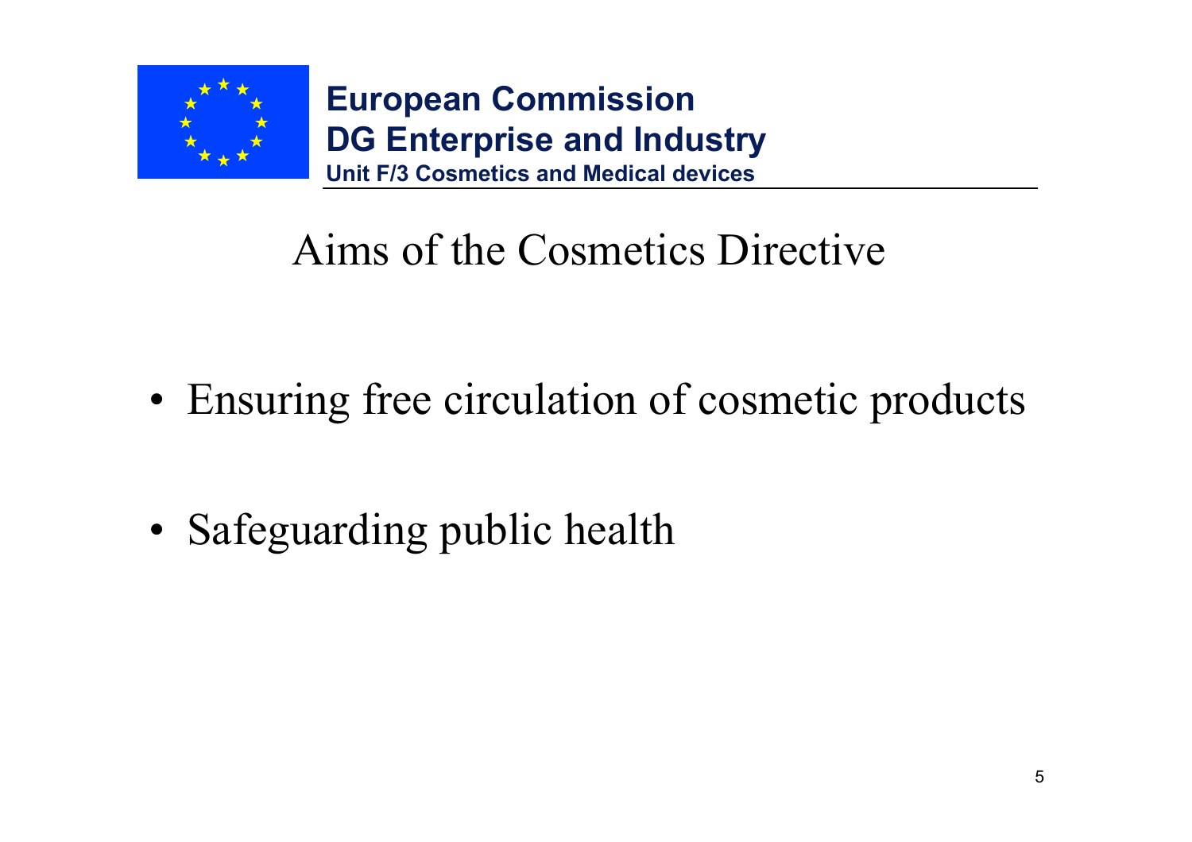**European Commission**
**DG Enterprise and Industry**
**Unit F/3 Cosmetics and Medical devices**

# Aims of the Cosmetics Directive

- Ensuring free circulation of cosmetic products
- Safeguarding public health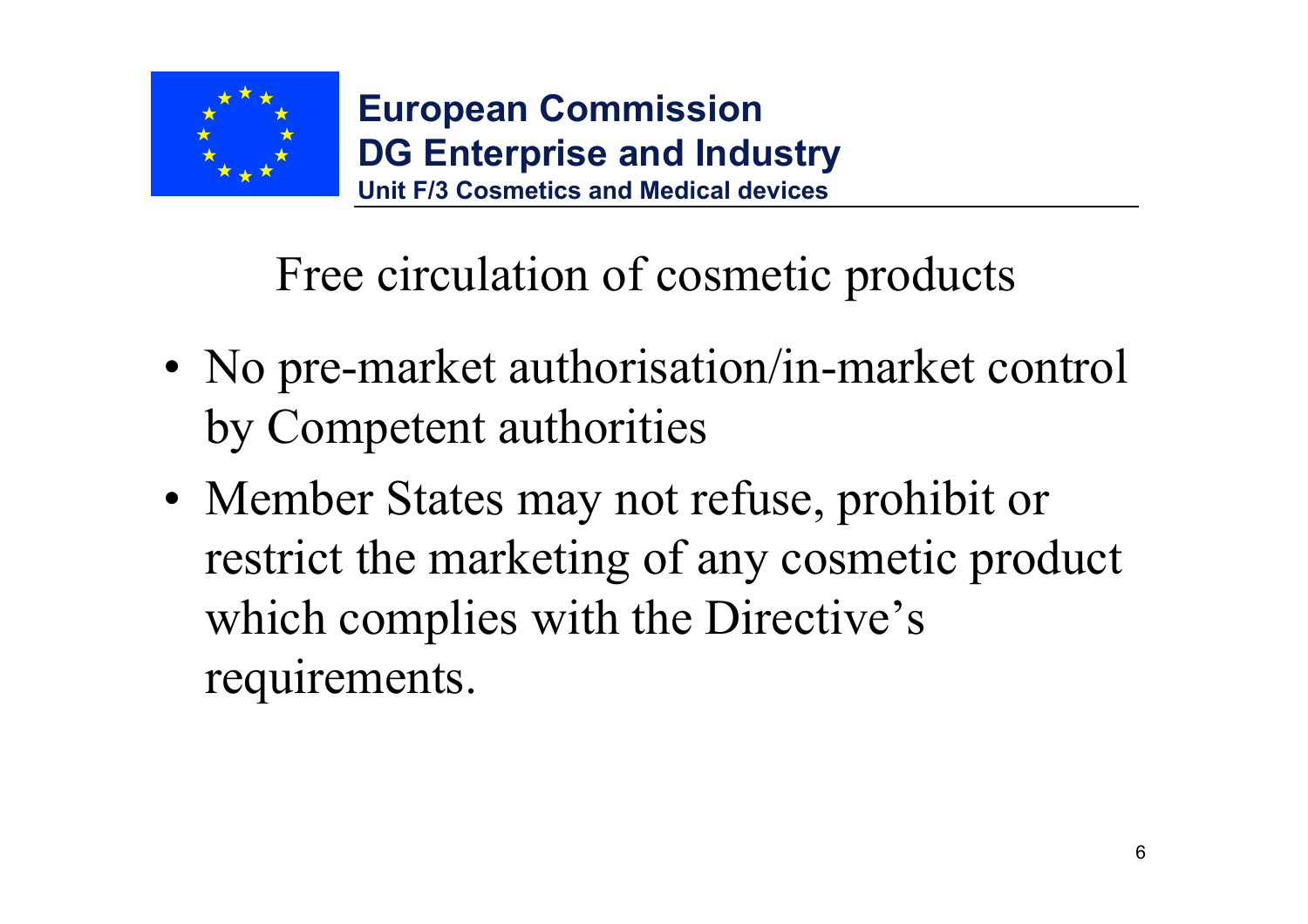**European Commission**
**DG Enterprise and Industry**
**Unit F/3 Cosmetics and Medical devices**

# Free circulation of cosmetic products

- No pre-market authorisation/in-market control by Competent authorities
- Member States may not refuse, prohibit or restrict the marketing of any cosmetic product which complies with the Directive's requirements.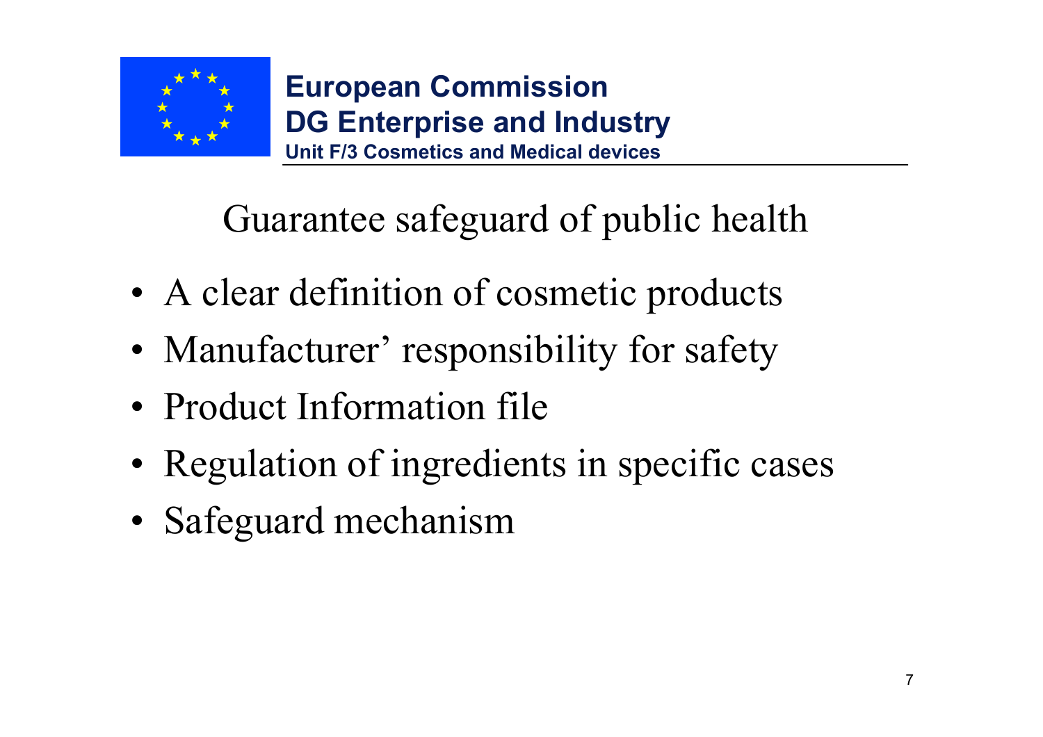European Commission
DG Enterprise and Industry
Unit F/3 Cosmetics and Medical devices

# Guarantee safeguard of public health

- A clear definition of cosmetic products
- Manufacturer' responsibility for safety
- Product Information file
- Regulation of ingredients in specific cases
- Safeguard mechanism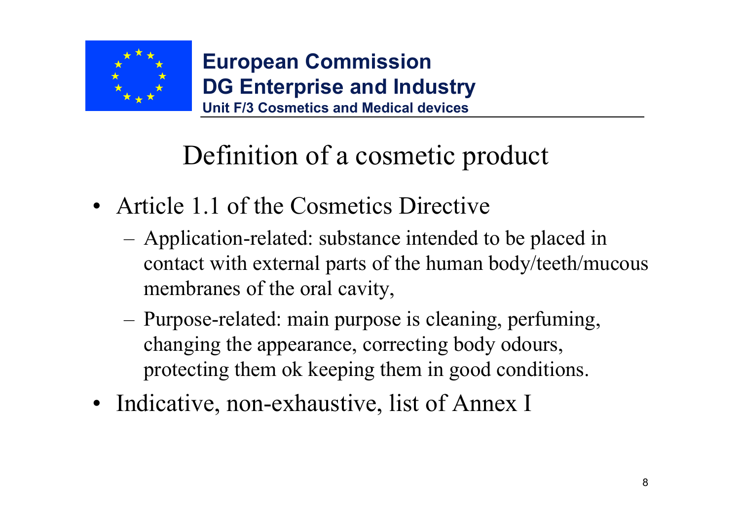**European Commission**
**DG Enterprise and Industry**
**Unit F/3 Cosmetics and Medical devices**

# Definition of a cosmetic product

- Article 1.1 of the Cosmetics Directive
  - Application-related: substance intended to be placed in contact with external parts of the human body/teeth/mucous membranes of the oral cavity,
  - Purpose-related: main purpose is cleaning, perfuming, changing the appearance, correcting body odours, protecting them ok keeping them in good conditions.
- Indicative, non-exhaustive, list of Annex I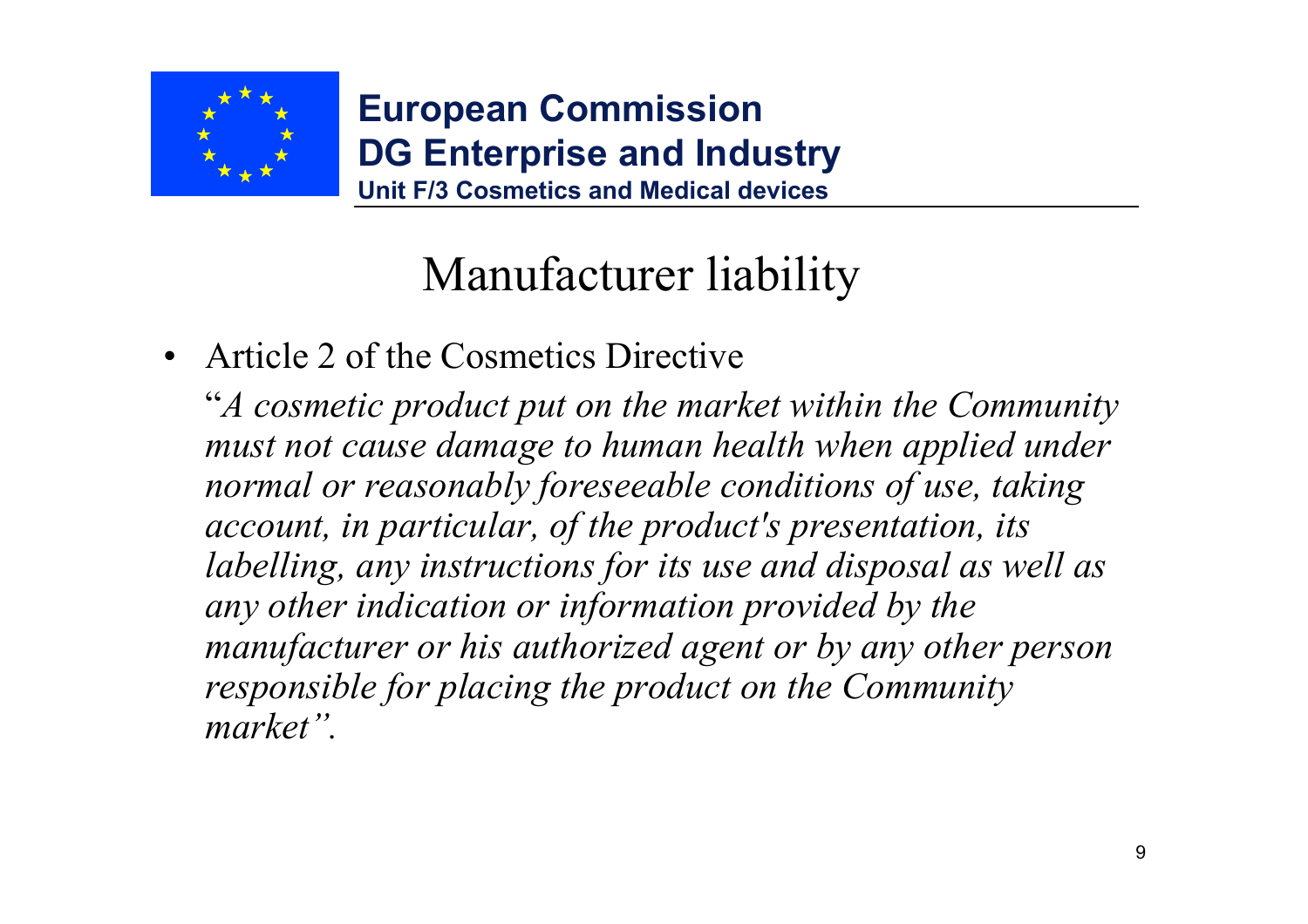**European Commission**
**DG Enterprise and Industry**
**Unit F/3 Cosmetics and Medical devices**

# Manufacturer liability

- Article 2 of the Cosmetics Directive

  "*A cosmetic product put on the market within the Community must not cause damage to human health when applied under normal or reasonably foreseeable conditions of use, taking account, in particular, of the product's presentation, its labelling, any instructions for its use and disposal as well as any other indication or information provided by the manufacturer or his authorized agent or by any other person responsible for placing the product on the Community market".*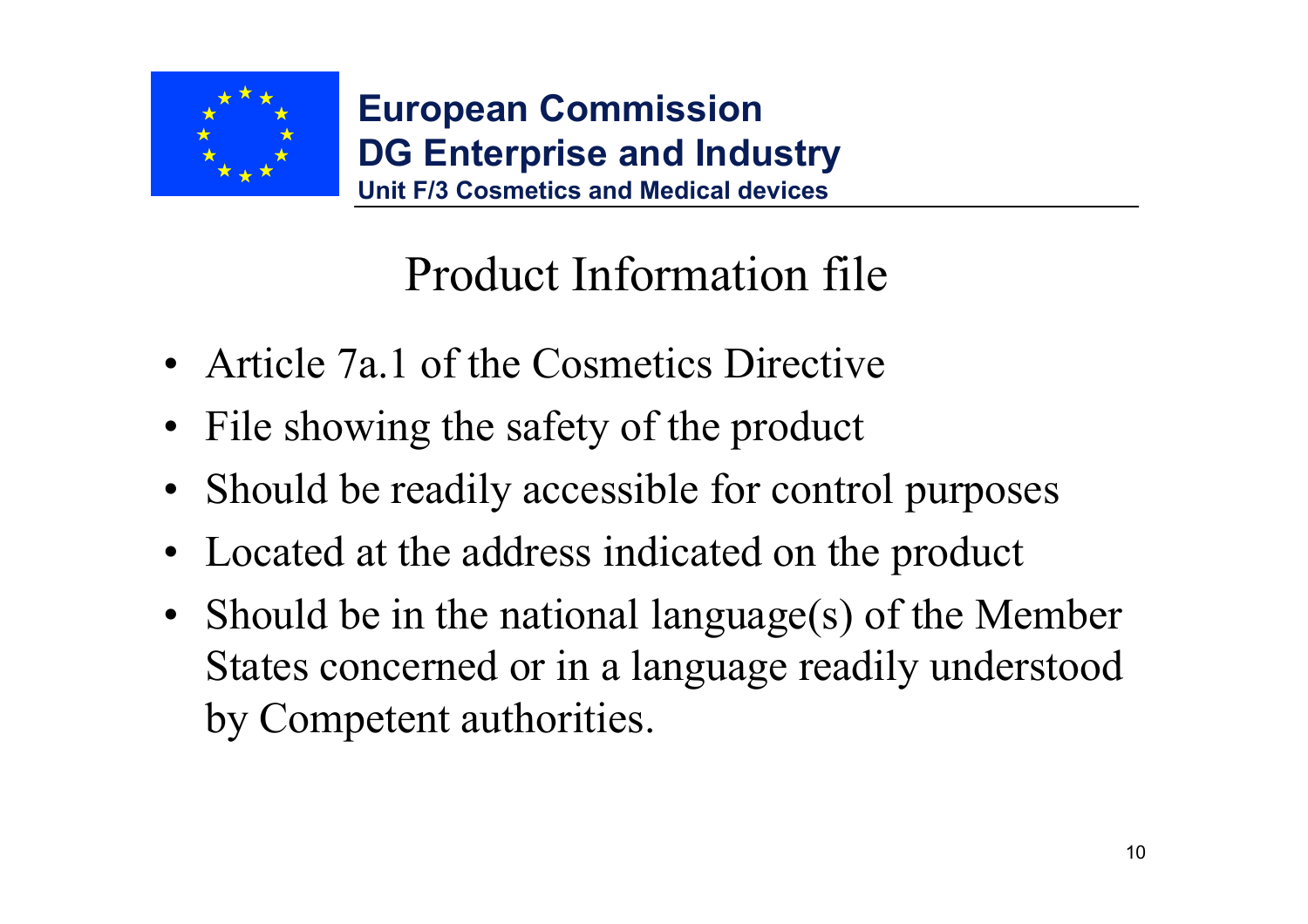**European Commission**
**DG Enterprise and Industry**
**Unit F/3 Cosmetics and Medical devices**

# Product Information file

- Article 7a.1 of the Cosmetics Directive
- File showing the safety of the product
- Should be readily accessible for control purposes
- Located at the address indicated on the product
- Should be in the national language(s) of the Member States concerned or in a language readily understood by Competent authorities.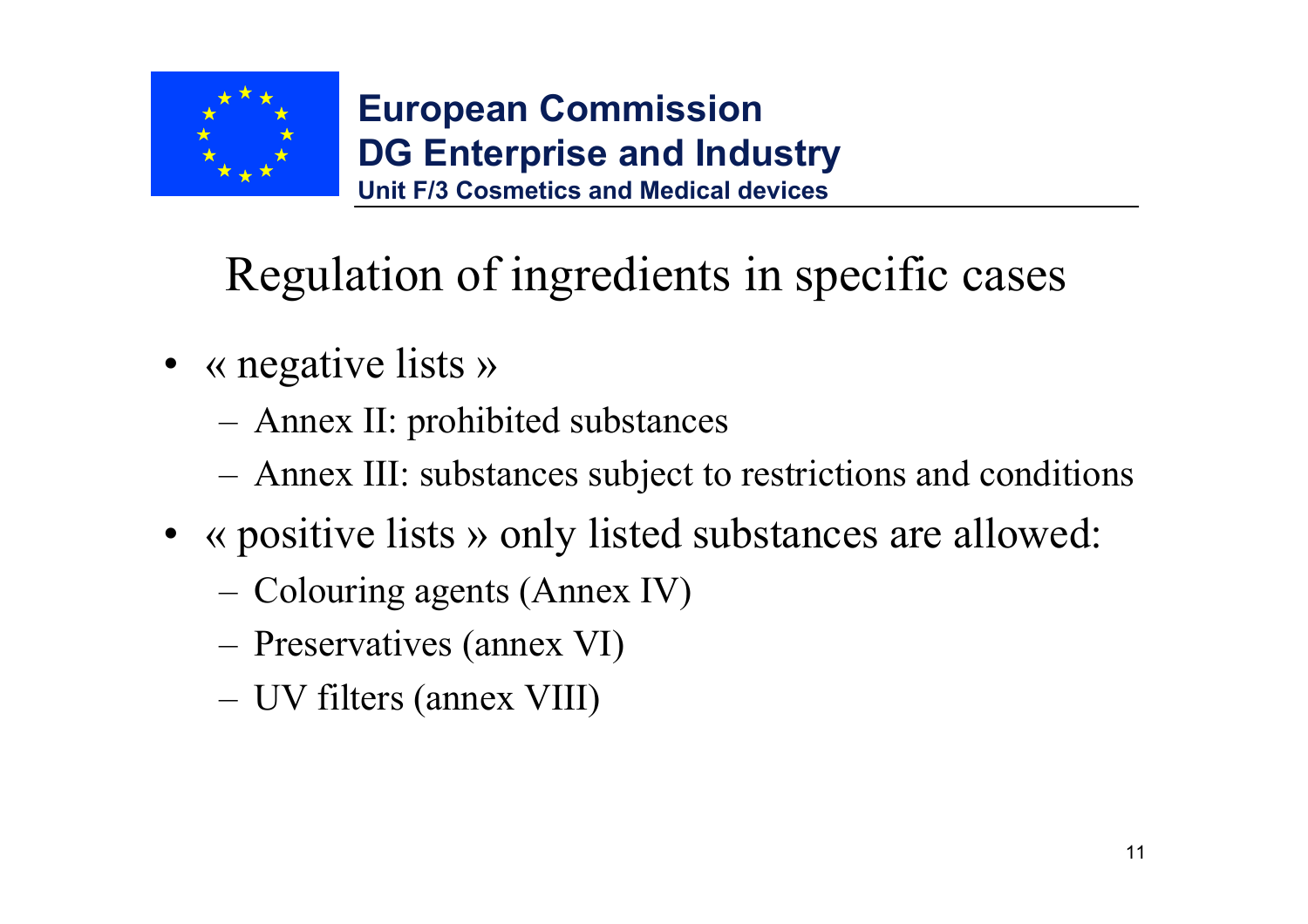**European Commission**
**DG Enterprise and Industry**
**Unit F/3 Cosmetics and Medical devices**

# Regulation of ingredients in specific cases

- « negative lists »
  - Annex II: prohibited substances
  - Annex III: substances subject to restrictions and conditions
- « positive lists » only listed substances are allowed:
  - Colouring agents (Annex IV)
  - Preservatives (annex VI)
  - UV filters (annex VIII)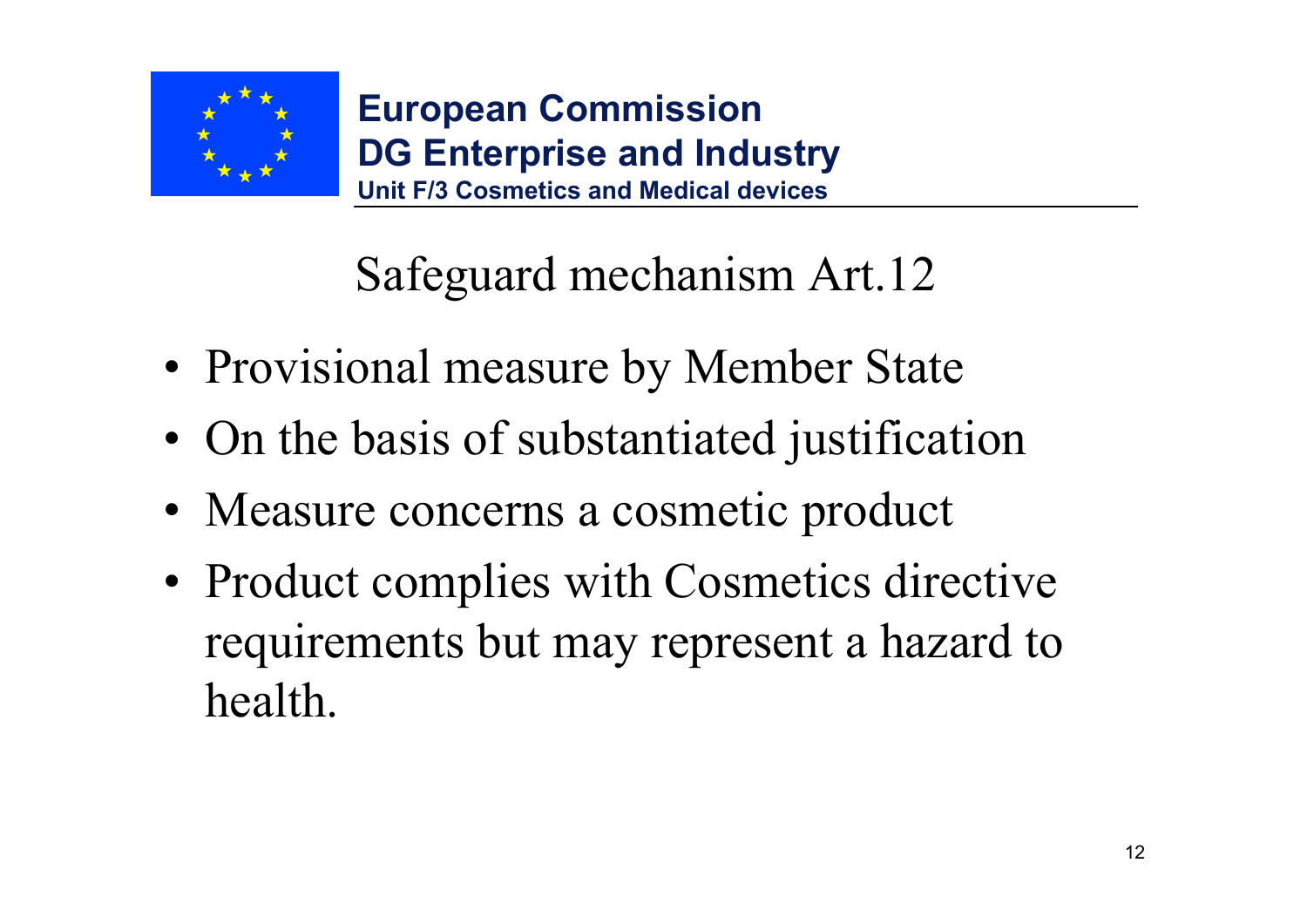**European Commission**
**DG Enterprise and Industry**
**Unit F/3 Cosmetics and Medical devices**

# Safeguard mechanism Art.12

- Provisional measure by Member State
- On the basis of substantiated justification
- Measure concerns a cosmetic product
- Product complies with Cosmetics directive requirements but may represent a hazard to health.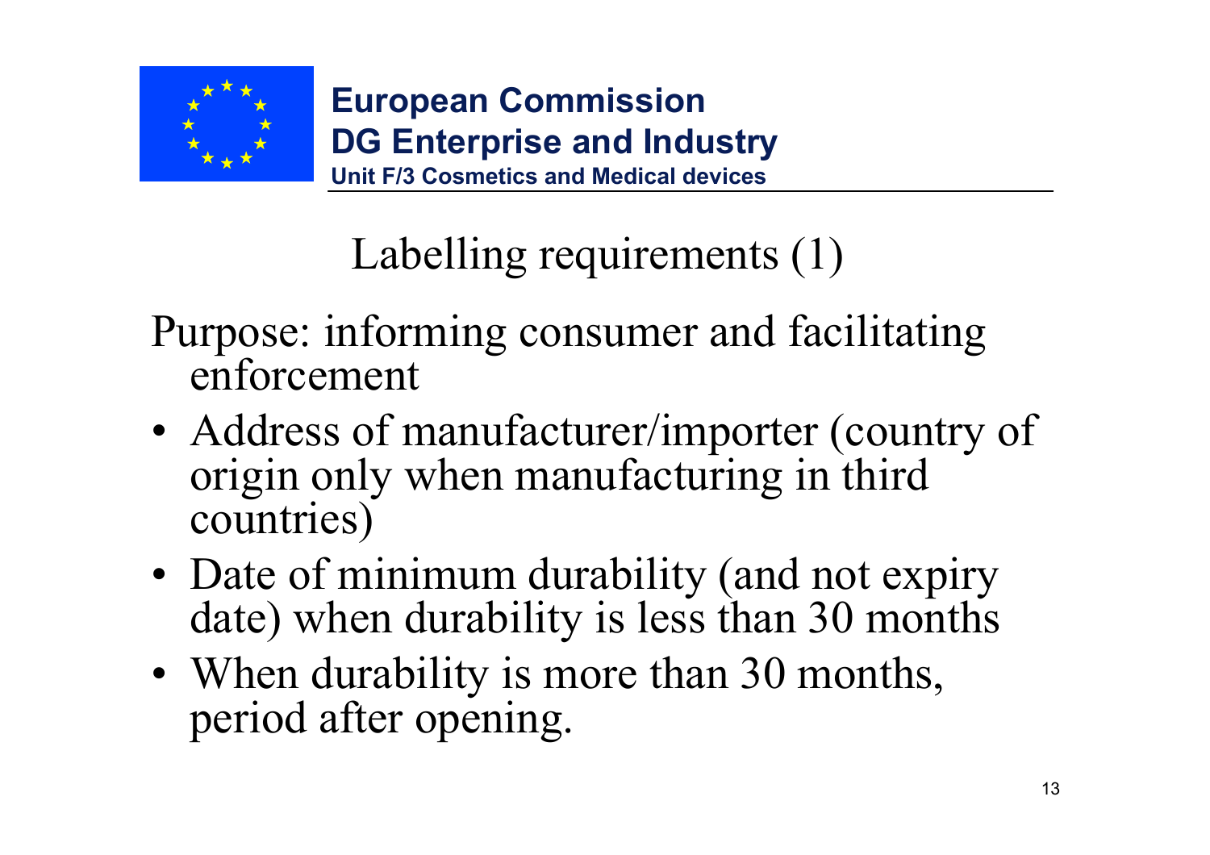European Commission
DG Enterprise and Industry
Unit F/3 Cosmetics and Medical devices

# Labelling requirements (1)

Purpose: informing consumer and facilitating enforcement

- Address of manufacturer/importer (country of origin only when manufacturing in third countries)
- Date of minimum durability (and not expiry date) when durability is less than 30 months
- When durability is more than 30 months, period after opening.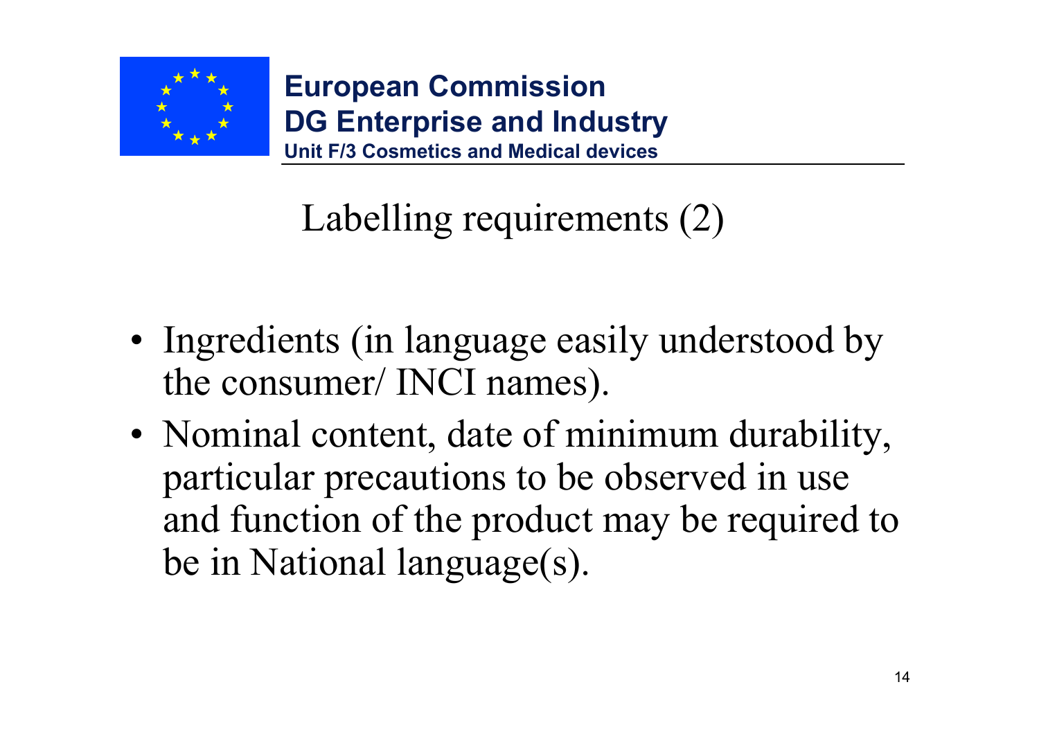**European Commission**
**DG Enterprise and Industry**
**Unit F/3 Cosmetics and Medical devices**

# Labelling requirements (2)

- Ingredients (in language easily understood by the consumer/ INCI names).
- Nominal content, date of minimum durability, particular precautions to be observed in use and function of the product may be required to be in National language(s).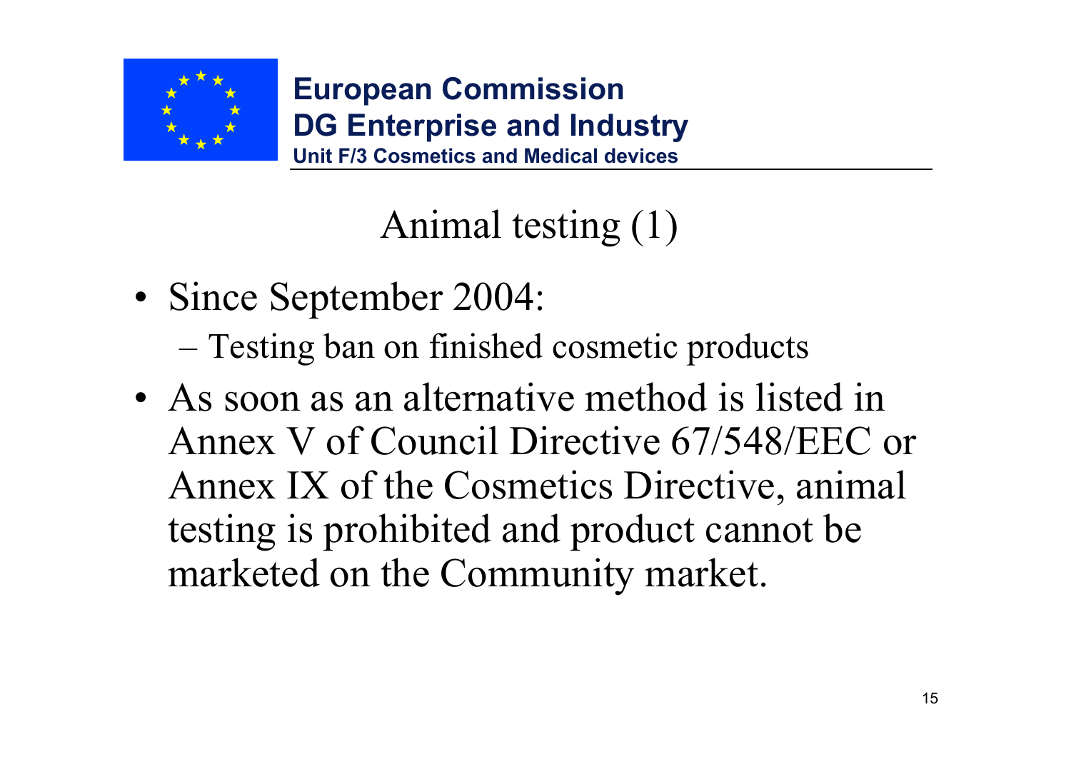**European Commission**
**DG Enterprise and Industry**
**Unit F/3 Cosmetics and Medical devices**

# Animal testing (1)

- Since September 2004:
  - Testing ban on finished cosmetic products
- As soon as an alternative method is listed in Annex V of Council Directive 67/548/EEC or Annex IX of the Cosmetics Directive, animal testing is prohibited and product cannot be marketed on the Community market.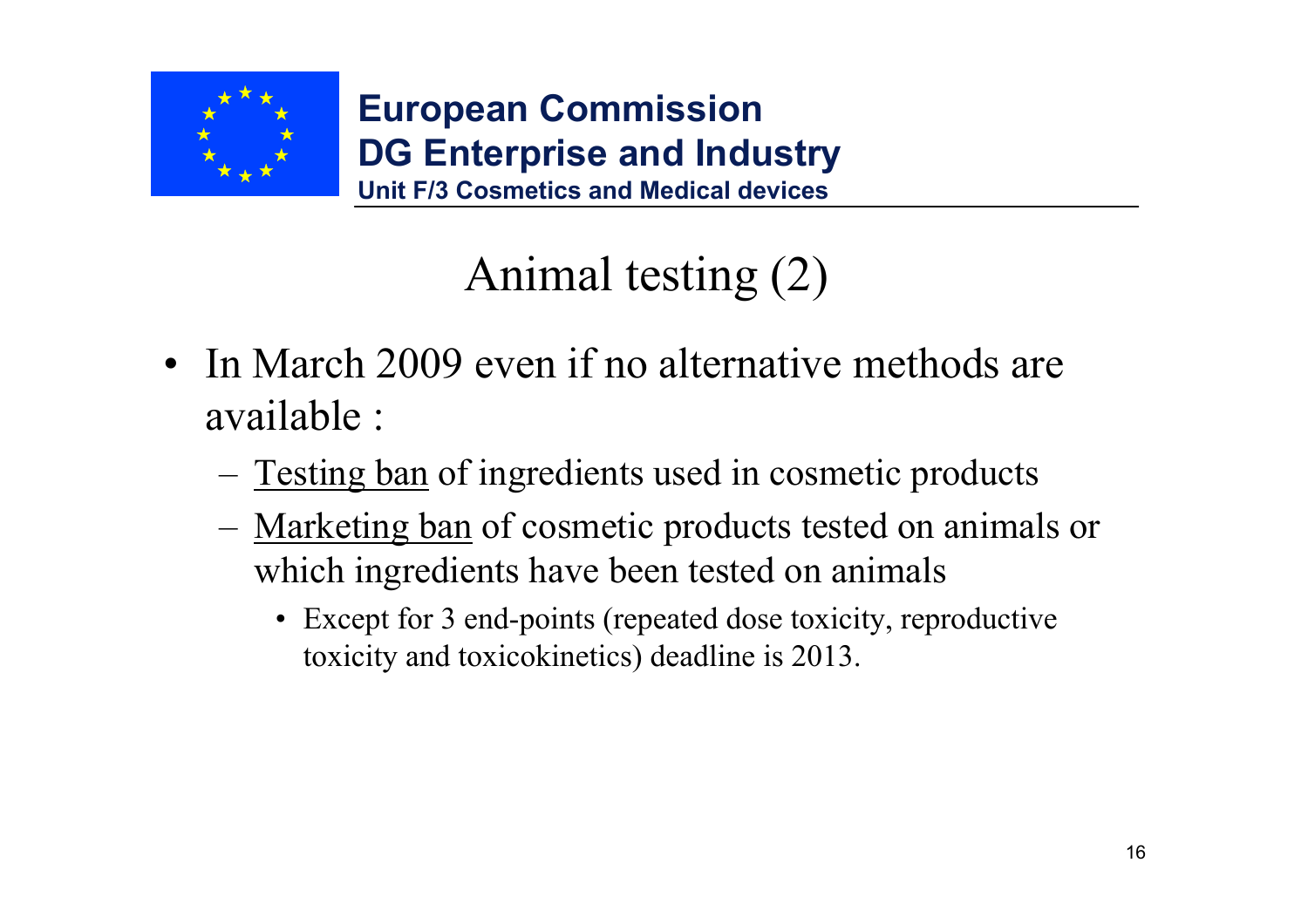**European Commission**
**DG Enterprise and Industry**
**Unit F/3 Cosmetics and Medical devices**

# Animal testing (2)

- In March 2009 even if no alternative methods are available :
  - Testing ban of ingredients used in cosmetic products
  - Marketing ban of cosmetic products tested on animals or which ingredients have been tested on animals
    - Except for 3 end-points (repeated dose toxicity, reproductive toxicity and toxicokinetics) deadline is 2013.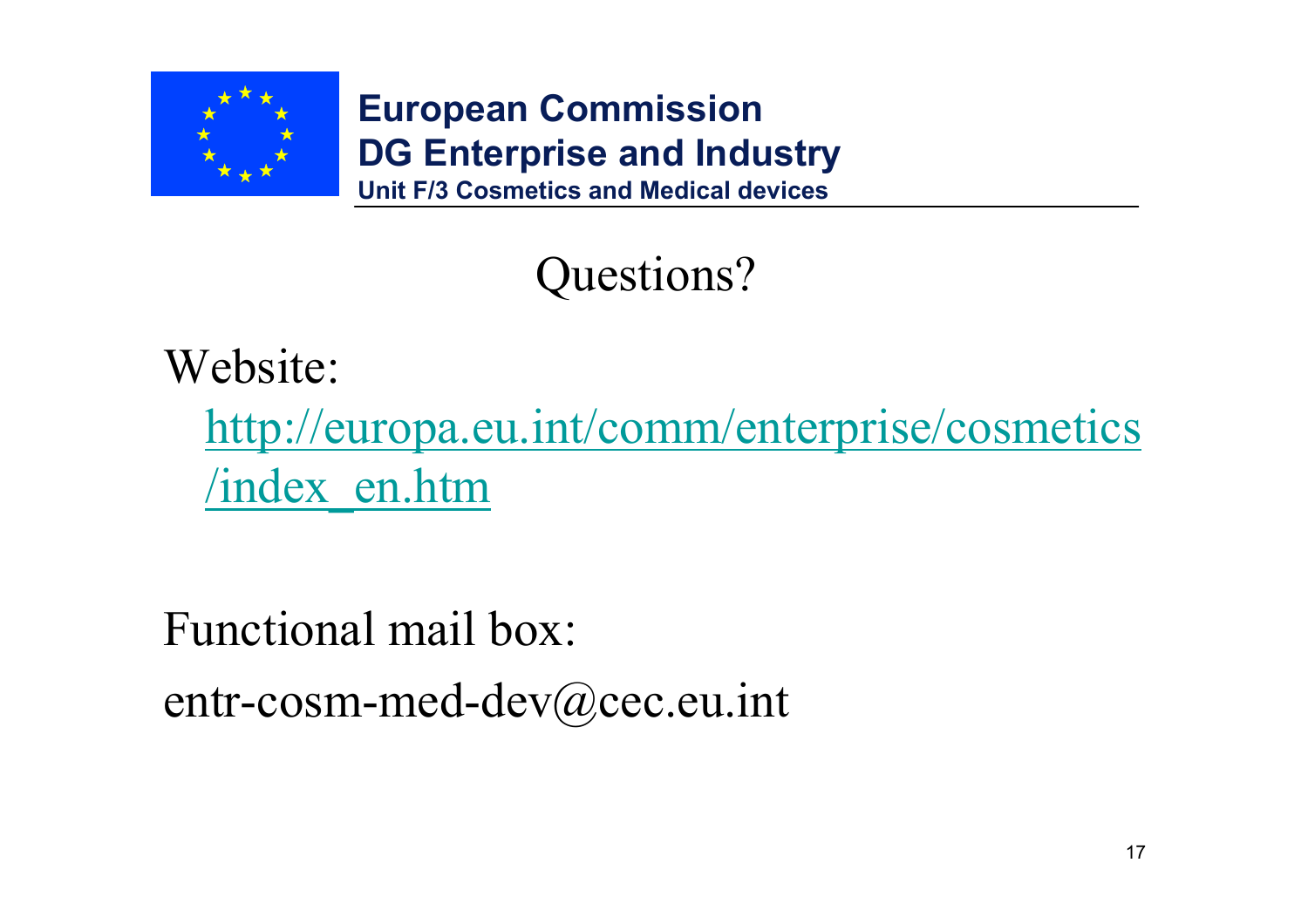**European Commission**
**DG Enterprise and Industry**
**Unit F/3 Cosmetics and Medical devices**

# Questions?

Website:

http://europa.eu.int/comm/enterprise/cosmetics/index_en.htm

Functional mail box:

entr-cosm-med-dev@cec.eu.int